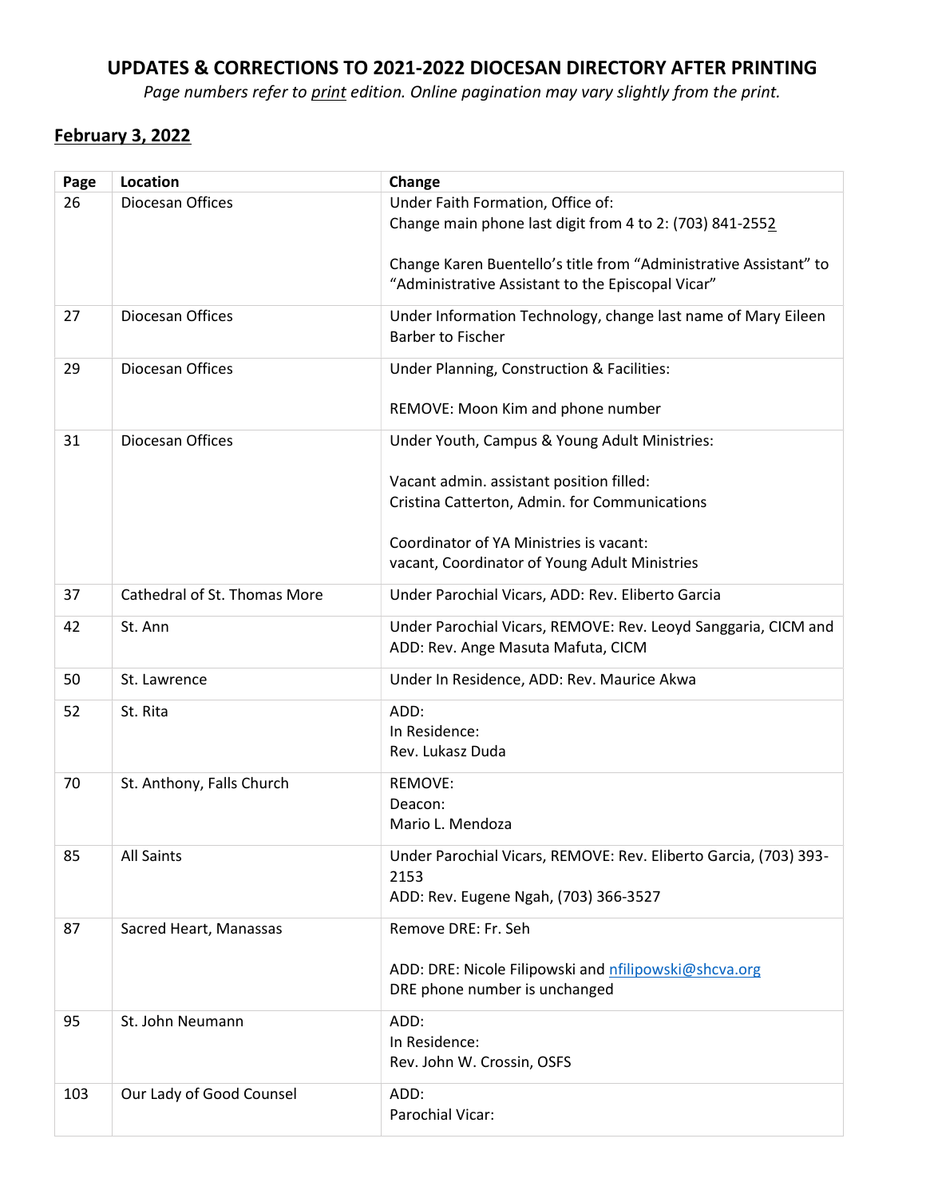# UPDATES & CORRECTIONS TO 2021-2022 DIOCESAN DIRECTORY AFTER PRINTING

*Page numbers refer to print edition. Online pagination may vary slightly from the print.*

## February 3, 2022

| Page | Location | Change |
|---|---|---|
| 26 | Diocesan Offices | Under Faith Formation, Office of:<br>Change main phone last digit from 4 to 2: (703) 841-2552<br><br>Change Karen Buentello's title from "Administrative Assistant" to "Administrative Assistant to the Episcopal Vicar" |
| 27 | Diocesan Offices | Under Information Technology, change last name of Mary Eileen Barber to Fischer |
| 29 | Diocesan Offices | Under Planning, Construction & Facilities:<br><br>REMOVE: Moon Kim and phone number |
| 31 | Diocesan Offices | Under Youth, Campus & Young Adult Ministries:<br><br>Vacant admin. assistant position filled:<br>Cristina Catterton, Admin. for Communications<br><br>Coordinator of YA Ministries is vacant:<br>vacant, Coordinator of Young Adult Ministries |
| 37 | Cathedral of St. Thomas More | Under Parochial Vicars, ADD: Rev. Eliberto Garcia |
| 42 | St. Ann | Under Parochial Vicars, REMOVE: Rev. Leoyd Sanggaria, CICM and ADD: Rev. Ange Masuta Mafuta, CICM |
| 50 | St. Lawrence | Under In Residence, ADD: Rev. Maurice Akwa |
| 52 | St. Rita | ADD:<br>In Residence:<br>Rev. Lukasz Duda |
| 70 | St. Anthony, Falls Church | REMOVE:<br>Deacon:<br>Mario L. Mendoza |
| 85 | All Saints | Under Parochial Vicars, REMOVE: Rev. Eliberto Garcia, (703) 393-2153<br>ADD: Rev. Eugene Ngah, (703) 366-3527 |
| 87 | Sacred Heart, Manassas | Remove DRE: Fr. Seh<br><br>ADD: DRE: Nicole Filipowski and nfilipowski@shcva.org<br>DRE phone number is unchanged |
| 95 | St. John Neumann | ADD:<br>In Residence:<br>Rev. John W. Crossin, OSFS |
| 103 | Our Lady of Good Counsel | ADD:<br>Parochial Vicar: |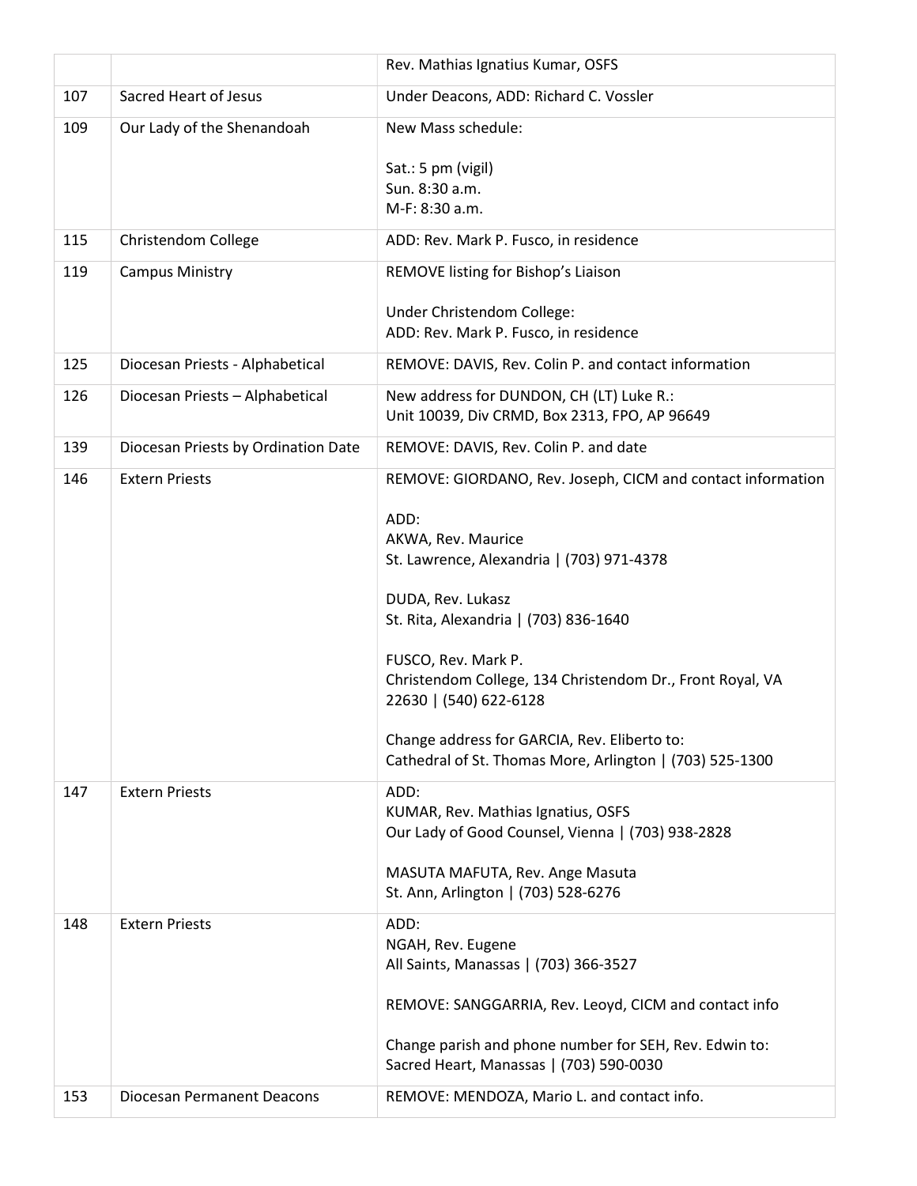| | | |
|---|---|---|
| | | Rev. Mathias Ignatius Kumar, OSFS |
| 107 | Sacred Heart of Jesus | Under Deacons, ADD: Richard C. Vossler |
| 109 | Our Lady of the Shenandoah | New Mass schedule:<br><br>Sat.: 5 pm (vigil)<br>Sun. 8:30 a.m.<br>M-F: 8:30 a.m. |
| 115 | Christendom College | ADD: Rev. Mark P. Fusco, in residence |
| 119 | Campus Ministry | REMOVE listing for Bishop's Liaison<br><br>Under Christendom College:<br>ADD: Rev. Mark P. Fusco, in residence |
| 125 | Diocesan Priests - Alphabetical | REMOVE: DAVIS, Rev. Colin P. and contact information |
| 126 | Diocesan Priests – Alphabetical | New address for DUNDON, CH (LT) Luke R.:<br>Unit 10039, Div CRMD, Box 2313, FPO, AP 96649 |
| 139 | Diocesan Priests by Ordination Date | REMOVE: DAVIS, Rev. Colin P. and date |
| 146 | Extern Priests | REMOVE: GIORDANO, Rev. Joseph, CICM and contact information<br><br>ADD:<br>AKWA, Rev. Maurice<br>St. Lawrence, Alexandria \| (703) 971-4378<br><br>DUDA, Rev. Lukasz<br>St. Rita, Alexandria \| (703) 836-1640<br><br>FUSCO, Rev. Mark P.<br>Christendom College, 134 Christendom Dr., Front Royal, VA 22630 \| (540) 622-6128<br><br>Change address for GARCIA, Rev. Eliberto to:<br>Cathedral of St. Thomas More, Arlington \| (703) 525-1300 |
| 147 | Extern Priests | ADD:<br>KUMAR, Rev. Mathias Ignatius, OSFS<br>Our Lady of Good Counsel, Vienna \| (703) 938-2828<br><br>MASUTA MAFUTA, Rev. Ange Masuta<br>St. Ann, Arlington \| (703) 528-6276 |
| 148 | Extern Priests | ADD:<br>NGAH, Rev. Eugene<br>All Saints, Manassas \| (703) 366-3527<br><br>REMOVE: SANGGARRIA, Rev. Leoyd, CICM and contact info<br><br>Change parish and phone number for SEH, Rev. Edwin to:<br>Sacred Heart, Manassas \| (703) 590-0030 |
| 153 | Diocesan Permanent Deacons | REMOVE: MENDOZA, Mario L. and contact info. |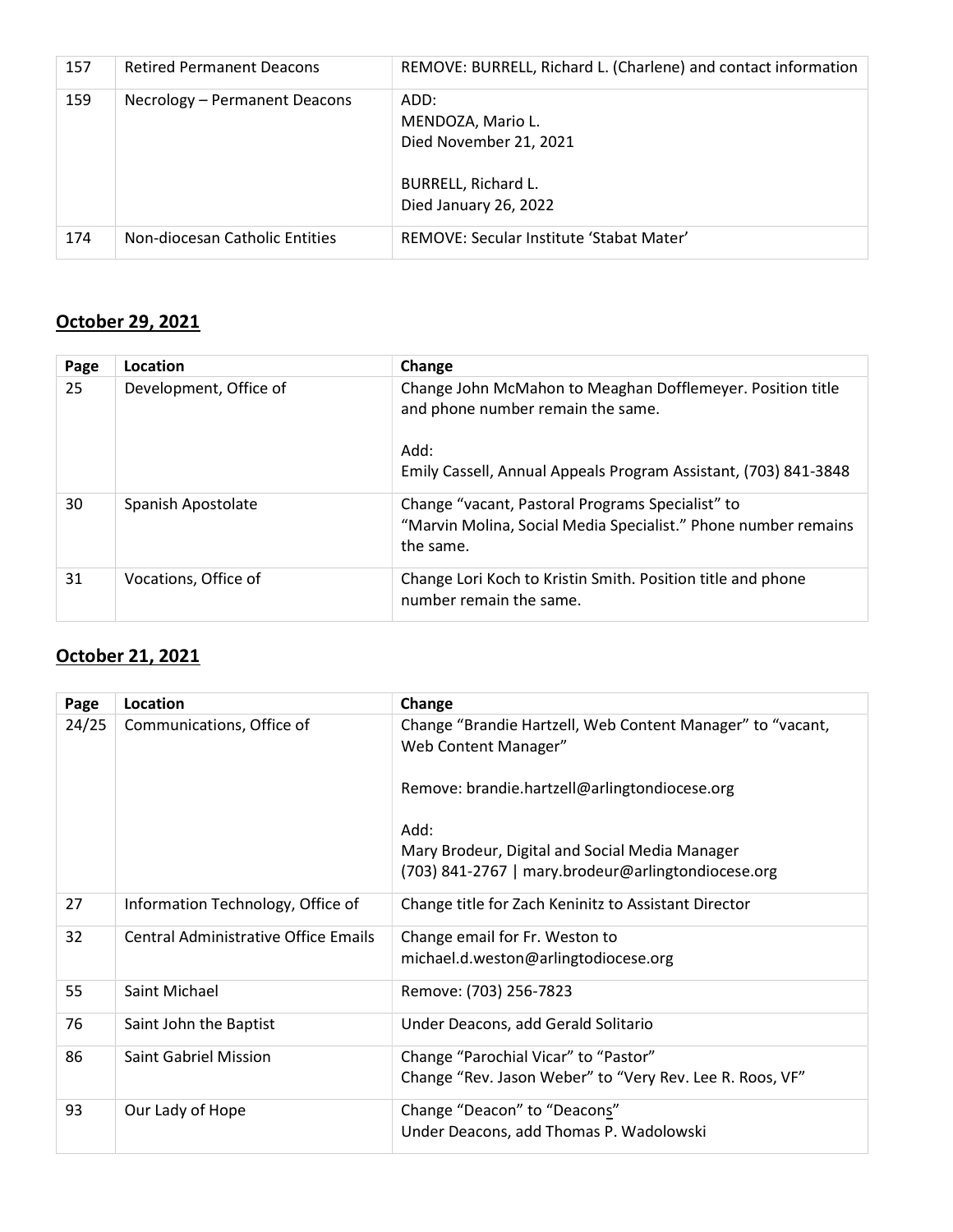| 157 | Retired Permanent Deacons | REMOVE: BURRELL, Richard L. (Charlene) and contact information |
|---|---|---|
| 159 | Necrology – Permanent Deacons | ADD:<br>MENDOZA, Mario L.<br>Died November 21, 2021<br><br>BURRELL, Richard L.<br>Died January 26, 2022 |
| 174 | Non-diocesan Catholic Entities | REMOVE: Secular Institute 'Stabat Mater' |

## October 29, 2021

| Page | Location | Change |
|---|---|---|
| 25 | Development, Office of | Change John McMahon to Meaghan Dofflemeyer. Position title and phone number remain the same.<br><br>Add:<br>Emily Cassell, Annual Appeals Program Assistant, (703) 841-3848 |
| 30 | Spanish Apostolate | Change "vacant, Pastoral Programs Specialist" to "Marvin Molina, Social Media Specialist." Phone number remains the same. |
| 31 | Vocations, Office of | Change Lori Koch to Kristin Smith. Position title and phone number remain the same. |

## October 21, 2021

| Page | Location | Change |
|---|---|---|
| 24/25 | Communications, Office of | Change "Brandie Hartzell, Web Content Manager" to "vacant, Web Content Manager"<br><br>Remove: brandie.hartzell@arlingtondiocese.org<br><br>Add:<br>Mary Brodeur, Digital and Social Media Manager<br>(703) 841-2767 \| mary.brodeur@arlingtondiocese.org |
| 27 | Information Technology, Office of | Change title for Zach Keninitz to Assistant Director |
| 32 | Central Administrative Office Emails | Change email for Fr. Weston to michael.d.weston@arlingtodiocese.org |
| 55 | Saint Michael | Remove: (703) 256-7823 |
| 76 | Saint John the Baptist | Under Deacons, add Gerald Solitario |
| 86 | Saint Gabriel Mission | Change "Parochial Vicar" to "Pastor"<br>Change "Rev. Jason Weber" to "Very Rev. Lee R. Roos, VF" |
| 93 | Our Lady of Hope | Change "Deacon" to "Deacons"<br>Under Deacons, add Thomas P. Wadolowski |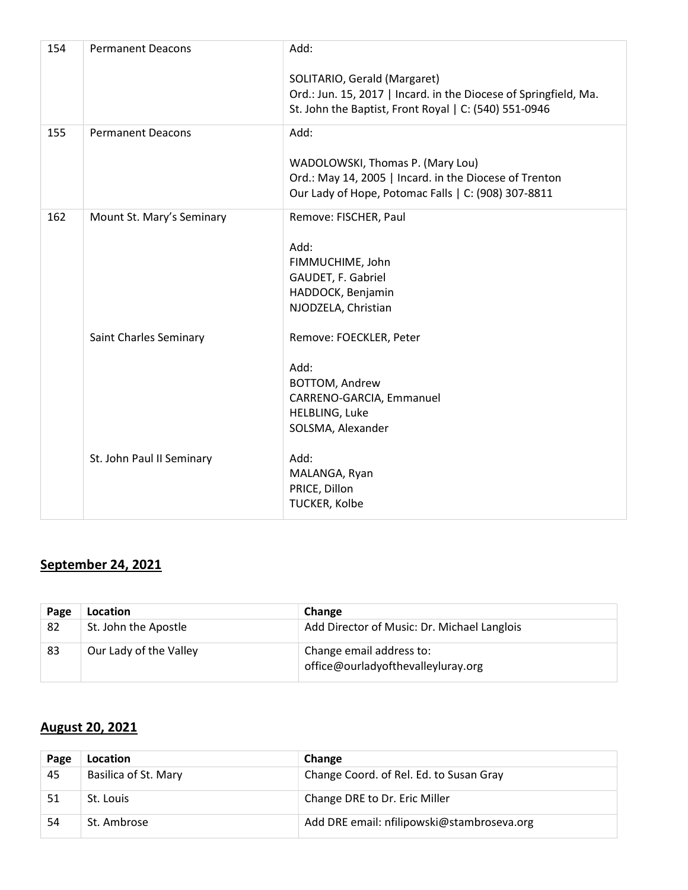| | | |
|---|---|---|
| 154 | Permanent Deacons | Add:<br><br>SOLITARIO, Gerald (Margaret)<br>Ord.: Jun. 15, 2017 \| Incard. in the Diocese of Springfield, Ma.<br>St. John the Baptist, Front Royal \| C: (540) 551-0946 |
| 155 | Permanent Deacons | Add:<br><br>WADOLOWSKI, Thomas P. (Mary Lou)<br>Ord.: May 14, 2005 \| Incard. in the Diocese of Trenton<br>Our Lady of Hope, Potomac Falls \| C: (908) 307-8811 |
| 162 | Mount St. Mary's Seminary | Remove: FISCHER, Paul<br><br>Add:<br>FIMMUCHIME, John<br>GAUDET, F. Gabriel<br>HADDOCK, Benjamin<br>NJODZELA, Christian |
| | Saint Charles Seminary | Remove: FOECKLER, Peter<br><br>Add:<br>BOTTOM, Andrew<br>CARRENO-GARCIA, Emmanuel<br>HELBLING, Luke<br>SOLSMA, Alexander |
| | St. John Paul II Seminary | Add:<br>MALANGA, Ryan<br>PRICE, Dillon<br>TUCKER, Kolbe |

## September 24, 2021

| Page | Location | Change |
|---|---|---|
| 82 | St. John the Apostle | Add Director of Music: Dr. Michael Langlois |
| 83 | Our Lady of the Valley | Change email address to:<br>office@ourladyofthevalleyluray.org |

## August 20, 2021

| Page | Location | Change |
|---|---|---|
| 45 | Basilica of St. Mary | Change Coord. of Rel. Ed. to Susan Gray |
| 51 | St. Louis | Change DRE to Dr. Eric Miller |
| 54 | St. Ambrose | Add DRE email: nfilipowski@stambroseva.org |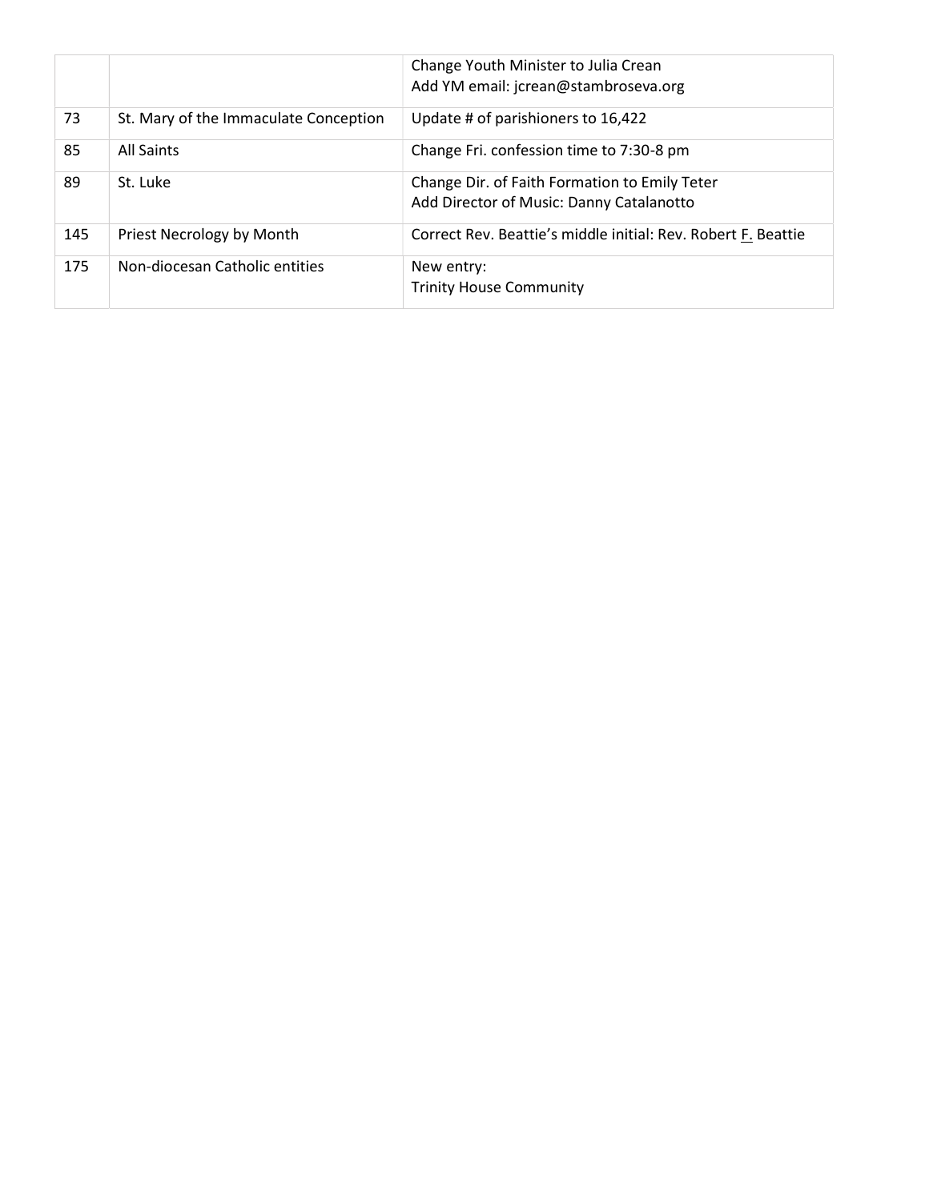| | | |
|---|---|---|
| | | Change Youth Minister to Julia Crean<br>Add YM email: jcrean@stambroseva.org |
| 73 | St. Mary of the Immaculate Conception | Update # of parishioners to 16,422 |
| 85 | All Saints | Change Fri. confession time to 7:30-8 pm |
| 89 | St. Luke | Change Dir. of Faith Formation to Emily Teter<br>Add Director of Music: Danny Catalanotto |
| 145 | Priest Necrology by Month | Correct Rev. Beattie's middle initial: Rev. Robert <u>F.</u> Beattie |
| 175 | Non-diocesan Catholic entities | New entry:<br>Trinity House Community |